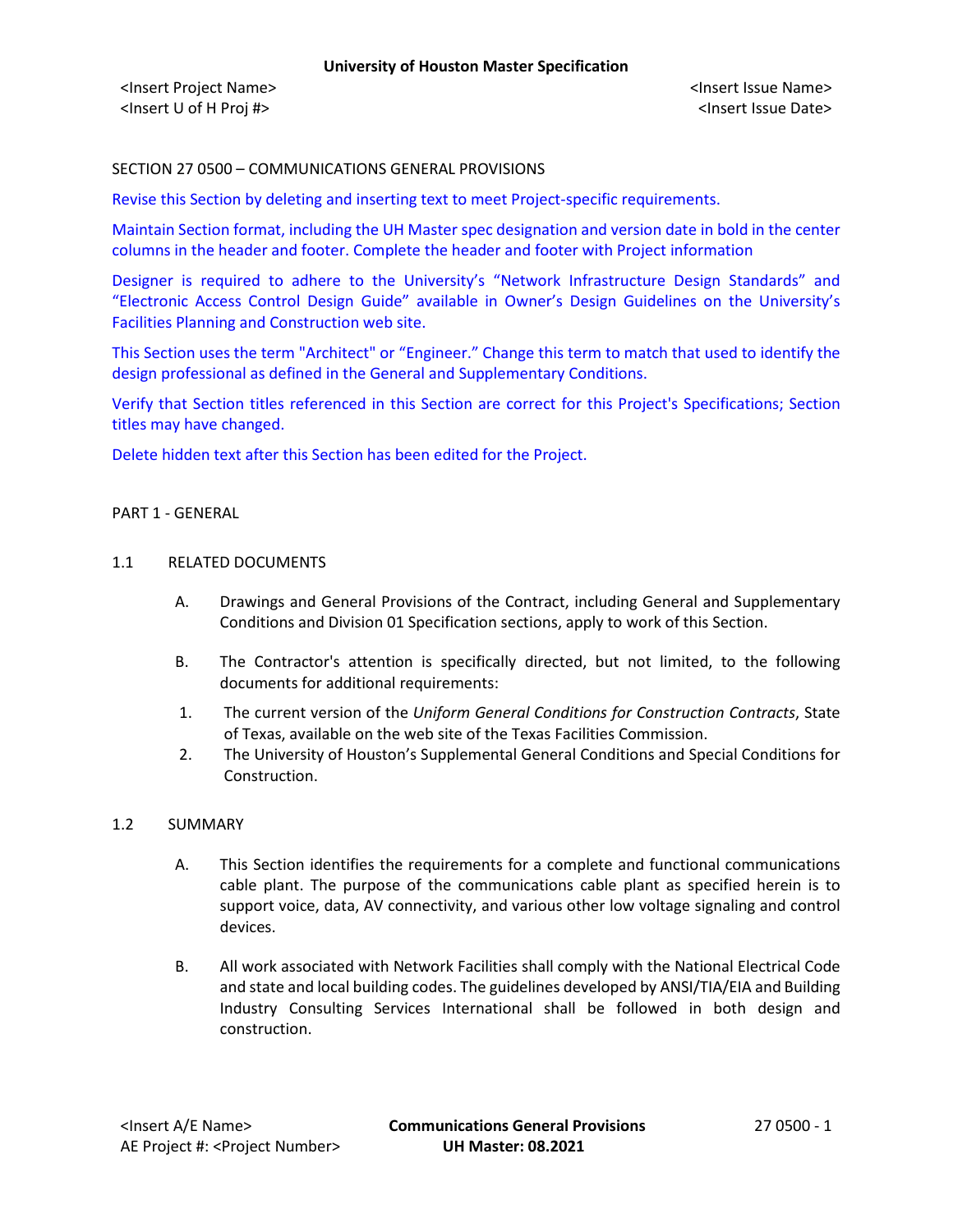SECTION 27 0500 – COMMUNICATIONS GENERAL PROVISIONS

Revise this Section by deleting and inserting text to meet Project-specific requirements.

Maintain Section format, including the UH Master spec designation and version date in bold in the center columns in the header and footer. Complete the header and footer with Project information

Designer is required to adhere to the University's "Network Infrastructure Design Standards" and "Electronic Access Control Design Guide" available in Owner's Design Guidelines on the University's Facilities Planning and Construction web site.

This Section uses the term "Architect" or "Engineer." Change this term to match that used to identify the design professional as defined in the General and Supplementary Conditions.

Verify that Section titles referenced in this Section are correct for this Project's Specifications; Section titles may have changed.

Delete hidden text after this Section has been edited for the Project.

## PART 1 - GENERAL

### 1.1 RELATED DOCUMENTS

A. Drawings and General Provisions of the Contract, including General and Supplementary Conditions and Division 01 Specification sections, apply to work of this Section.

B. The Contractor's attention is specifically directed, but not limited, to the following documents for additional requirements:

1. The current version of the *Uniform General Conditions for Construction Contracts*, State of Texas, available on the web site of the Texas Facilities Commission.
2. The University of Houston's Supplemental General Conditions and Special Conditions for Construction.

### 1.2 SUMMARY

A. This Section identifies the requirements for a complete and functional communications cable plant. The purpose of the communications cable plant as specified herein is to support voice, data, AV connectivity, and various other low voltage signaling and control devices.

B. All work associated with Network Facilities shall comply with the National Electrical Code and state and local building codes. The guidelines developed by ANSI/TIA/EIA and Building Industry Consulting Services International shall be followed in both design and construction.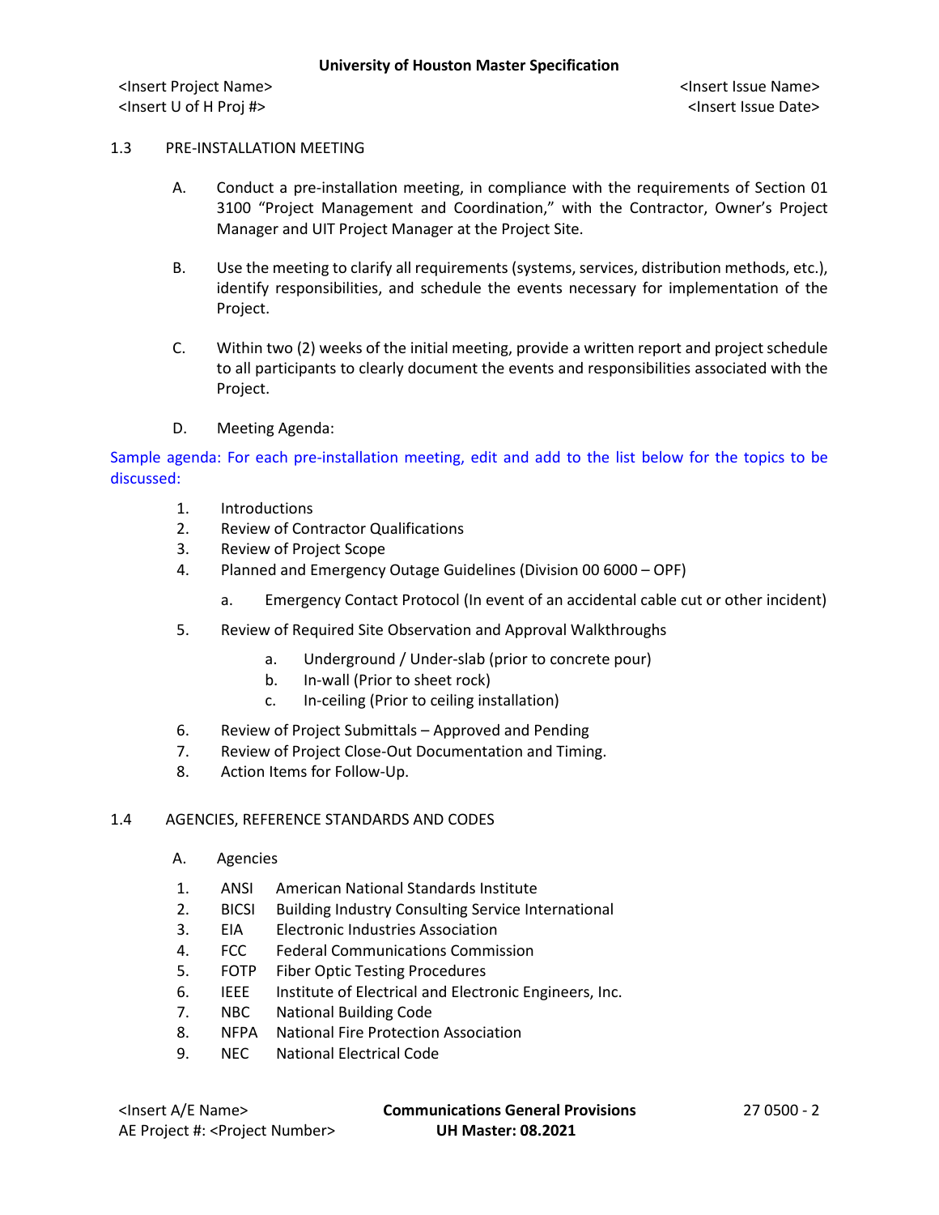## 1.3 PRE-INSTALLATION MEETING

A. Conduct a pre-installation meeting, in compliance with the requirements of Section 01 3100 "Project Management and Coordination," with the Contractor, Owner's Project Manager and UIT Project Manager at the Project Site.

B. Use the meeting to clarify all requirements (systems, services, distribution methods, etc.), identify responsibilities, and schedule the events necessary for implementation of the Project.

C. Within two (2) weeks of the initial meeting, provide a written report and project schedule to all participants to clearly document the events and responsibilities associated with the Project.

D. Meeting Agenda:

Sample agenda: For each pre-installation meeting, edit and add to the list below for the topics to be discussed:

1. Introductions
2. Review of Contractor Qualifications
3. Review of Project Scope
4. Planned and Emergency Outage Guidelines (Division 00 6000 – OPF)
    a. Emergency Contact Protocol (In event of an accidental cable cut or other incident)
5. Review of Required Site Observation and Approval Walkthroughs
    a. Underground / Under-slab (prior to concrete pour)
    b. In-wall (Prior to sheet rock)
    c. In-ceiling (Prior to ceiling installation)
6. Review of Project Submittals – Approved and Pending
7. Review of Project Close-Out Documentation and Timing.
8. Action Items for Follow-Up.

## 1.4 AGENCIES, REFERENCE STANDARDS AND CODES

A. Agencies

1. ANSI American National Standards Institute
2. BICSI Building Industry Consulting Service International
3. EIA Electronic Industries Association
4. FCC Federal Communications Commission
5. FOTP Fiber Optic Testing Procedures
6. IEEE Institute of Electrical and Electronic Engineers, Inc.
7. NBC National Building Code
8. NFPA National Fire Protection Association
9. NEC National Electrical Code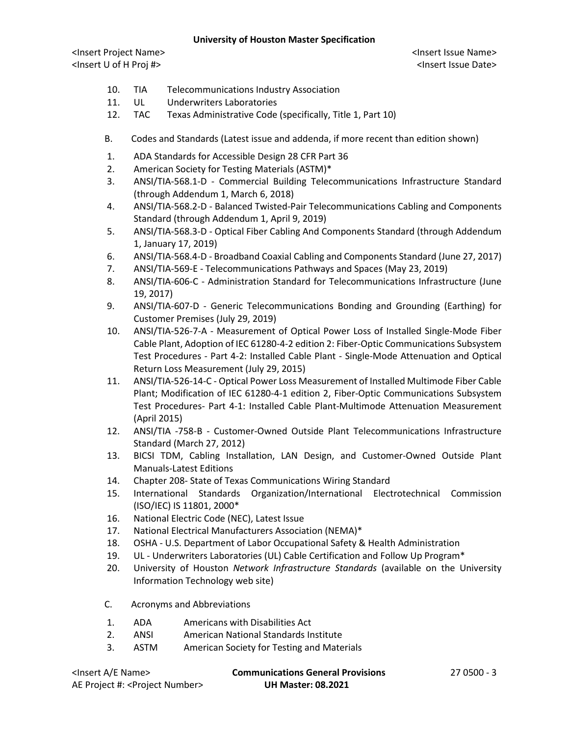10. TIA Telecommunications Industry Association
11. UL Underwriters Laboratories
12. TAC Texas Administrative Code (specifically, Title 1, Part 10)

B. Codes and Standards (Latest issue and addenda, if more recent than edition shown)

1. ADA Standards for Accessible Design 28 CFR Part 36
2. American Society for Testing Materials (ASTM)*
3. ANSI/TIA-568.1-D - Commercial Building Telecommunications Infrastructure Standard (through Addendum 1, March 6, 2018)
4. ANSI/TIA-568.2-D - Balanced Twisted-Pair Telecommunications Cabling and Components Standard (through Addendum 1, April 9, 2019)
5. ANSI/TIA-568.3-D - Optical Fiber Cabling And Components Standard (through Addendum 1, January 17, 2019)
6. ANSI/TIA-568.4-D - Broadband Coaxial Cabling and Components Standard (June 27, 2017)
7. ANSI/TIA-569-E - Telecommunications Pathways and Spaces (May 23, 2019)
8. ANSI/TIA-606-C - Administration Standard for Telecommunications Infrastructure (June 19, 2017)
9. ANSI/TIA-607-D - Generic Telecommunications Bonding and Grounding (Earthing) for Customer Premises (July 29, 2019)
10. ANSI/TIA-526-7-A - Measurement of Optical Power Loss of Installed Single-Mode Fiber Cable Plant, Adoption of IEC 61280-4-2 edition 2: Fiber-Optic Communications Subsystem Test Procedures - Part 4-2: Installed Cable Plant - Single-Mode Attenuation and Optical Return Loss Measurement (July 29, 2015)
11. ANSI/TIA-526-14-C - Optical Power Loss Measurement of Installed Multimode Fiber Cable Plant; Modification of IEC 61280-4-1 edition 2, Fiber-Optic Communications Subsystem Test Procedures- Part 4-1: Installed Cable Plant-Multimode Attenuation Measurement (April 2015)
12. ANSI/TIA -758-B - Customer-Owned Outside Plant Telecommunications Infrastructure Standard (March 27, 2012)
13. BICSI TDM, Cabling Installation, LAN Design, and Customer-Owned Outside Plant Manuals-Latest Editions
14. Chapter 208- State of Texas Communications Wiring Standard
15. International Standards Organization/International Electrotechnical Commission (ISO/IEC) IS 11801, 2000*
16. National Electric Code (NEC), Latest Issue
17. National Electrical Manufacturers Association (NEMA)*
18. OSHA - U.S. Department of Labor Occupational Safety & Health Administration
19. UL - Underwriters Laboratories (UL) Cable Certification and Follow Up Program*
20. University of Houston *Network Infrastructure Standards* (available on the University Information Technology web site)

C. Acronyms and Abbreviations

1. ADA Americans with Disabilities Act
2. ANSI American National Standards Institute
3. ASTM American Society for Testing and Materials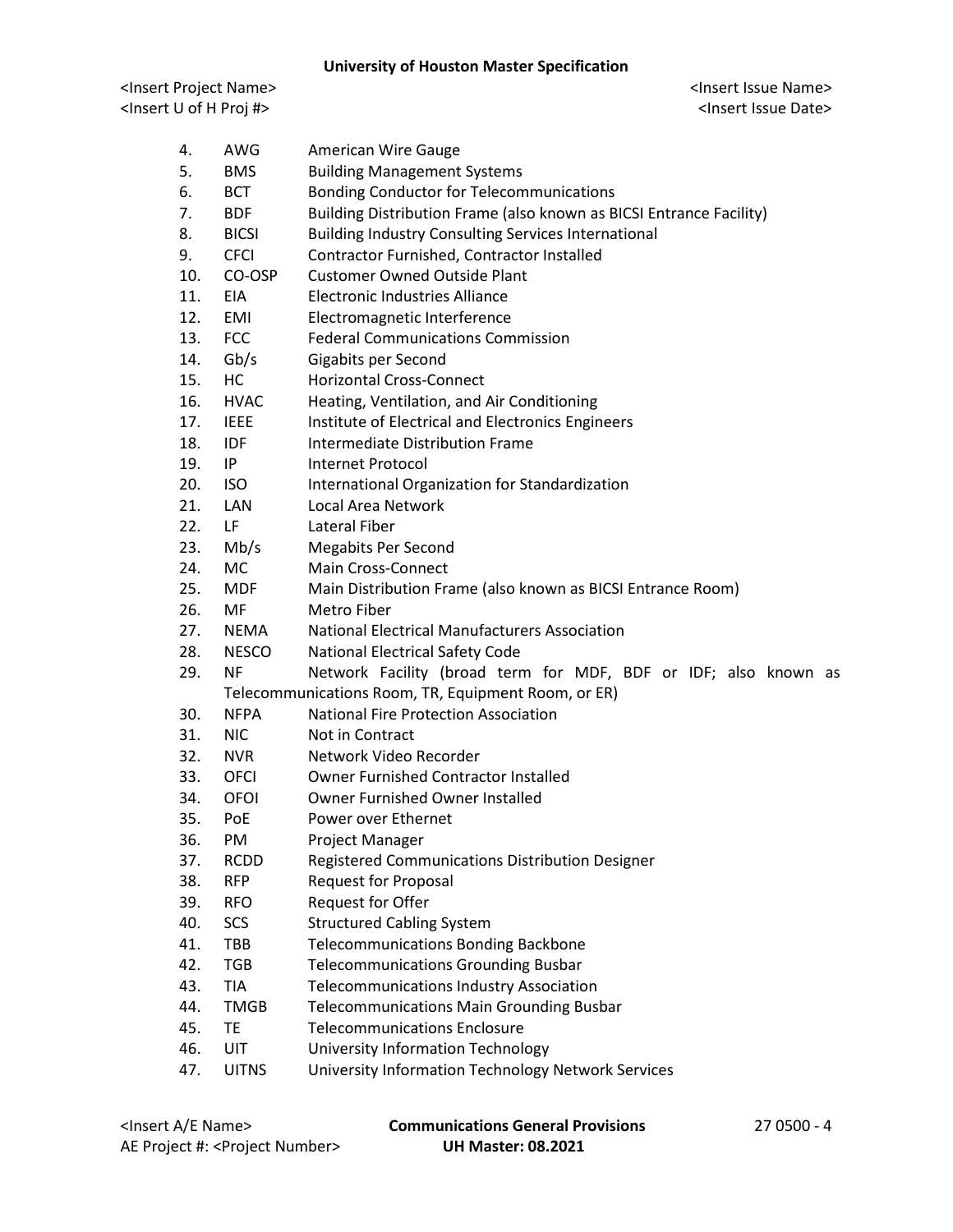4. AWG American Wire Gauge
5. BMS Building Management Systems
6. BCT Bonding Conductor for Telecommunications
7. BDF Building Distribution Frame (also known as BICSI Entrance Facility)
8. BICSI Building Industry Consulting Services International
9. CFCI Contractor Furnished, Contractor Installed
10. CO-OSP Customer Owned Outside Plant
11. EIA Electronic Industries Alliance
12. EMI Electromagnetic Interference
13. FCC Federal Communications Commission
14. Gb/s Gigabits per Second
15. HC Horizontal Cross-Connect
16. HVAC Heating, Ventilation, and Air Conditioning
17. IEEE Institute of Electrical and Electronics Engineers
18. IDF Intermediate Distribution Frame
19. IP Internet Protocol
20. ISO International Organization for Standardization
21. LAN Local Area Network
22. LF Lateral Fiber
23. Mb/s Megabits Per Second
24. MC Main Cross-Connect
25. MDF Main Distribution Frame (also known as BICSI Entrance Room)
26. MF Metro Fiber
27. NEMA National Electrical Manufacturers Association
28. NESCO National Electrical Safety Code
29. NF Network Facility (broad term for MDF, BDF or IDF; also known as Telecommunications Room, TR, Equipment Room, or ER)
30. NFPA National Fire Protection Association
31. NIC Not in Contract
32. NVR Network Video Recorder
33. OFCI Owner Furnished Contractor Installed
34. OFOI Owner Furnished Owner Installed
35. PoE Power over Ethernet
36. PM Project Manager
37. RCDD Registered Communications Distribution Designer
38. RFP Request for Proposal
39. RFO Request for Offer
40. SCS Structured Cabling System
41. TBB Telecommunications Bonding Backbone
42. TGB Telecommunications Grounding Busbar
43. TIA Telecommunications Industry Association
44. TMGB Telecommunications Main Grounding Busbar
45. TE Telecommunications Enclosure
46. UIT University Information Technology
47. UITNS University Information Technology Network Services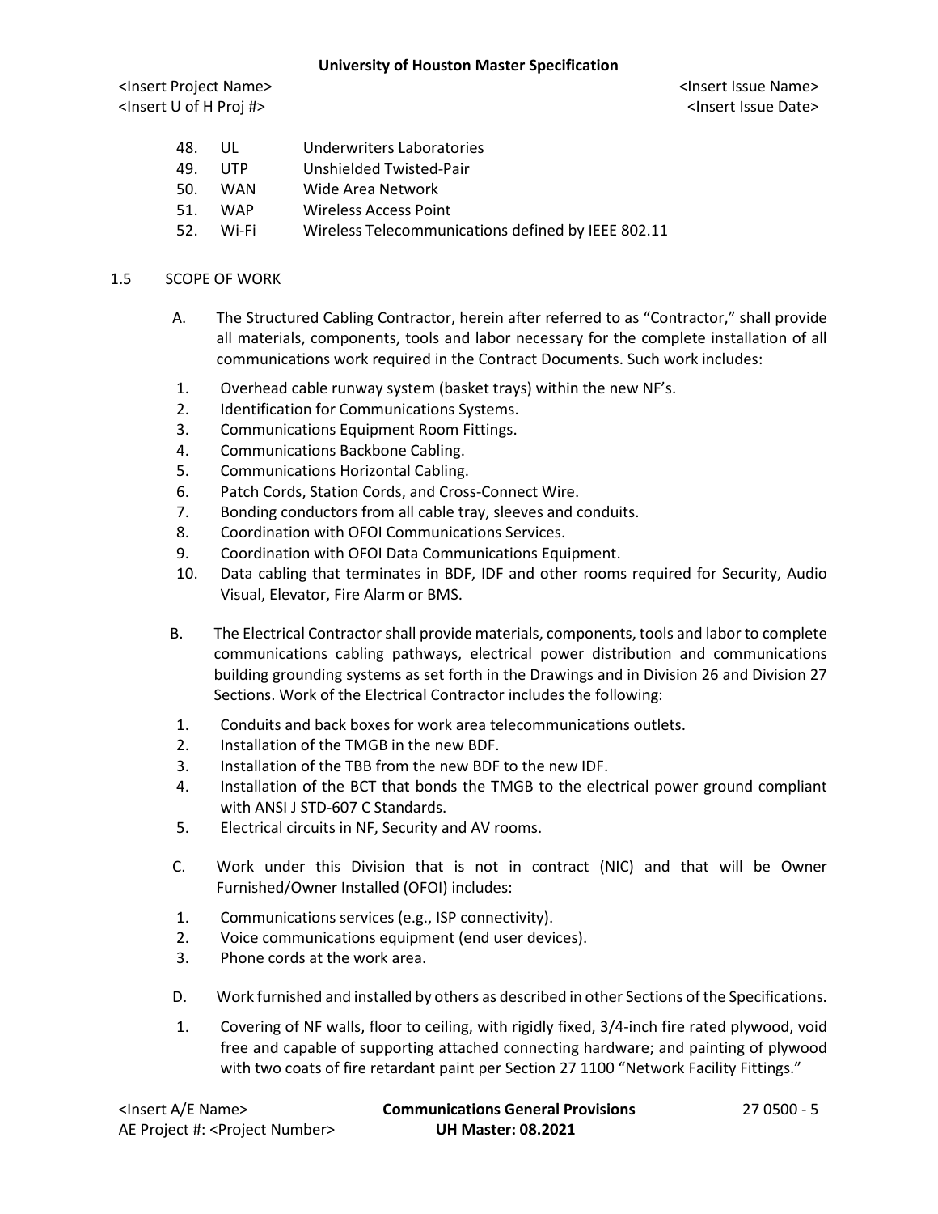48. UL Underwriters Laboratories
49. UTP Unshielded Twisted-Pair
50. WAN Wide Area Network
51. WAP Wireless Access Point
52. Wi-Fi Wireless Telecommunications defined by IEEE 802.11

## 1.5 SCOPE OF WORK

A. The Structured Cabling Contractor, herein after referred to as "Contractor," shall provide all materials, components, tools and labor necessary for the complete installation of all communications work required in the Contract Documents. Such work includes:

1. Overhead cable runway system (basket trays) within the new NF's.
2. Identification for Communications Systems.
3. Communications Equipment Room Fittings.
4. Communications Backbone Cabling.
5. Communications Horizontal Cabling.
6. Patch Cords, Station Cords, and Cross-Connect Wire.
7. Bonding conductors from all cable tray, sleeves and conduits.
8. Coordination with OFOI Communications Services.
9. Coordination with OFOI Data Communications Equipment.
10. Data cabling that terminates in BDF, IDF and other rooms required for Security, Audio Visual, Elevator, Fire Alarm or BMS.

B. The Electrical Contractor shall provide materials, components, tools and labor to complete communications cabling pathways, electrical power distribution and communications building grounding systems as set forth in the Drawings and in Division 26 and Division 27 Sections. Work of the Electrical Contractor includes the following:

1. Conduits and back boxes for work area telecommunications outlets.
2. Installation of the TMGB in the new BDF.
3. Installation of the TBB from the new BDF to the new IDF.
4. Installation of the BCT that bonds the TMGB to the electrical power ground compliant with ANSI J STD-607 C Standards.
5. Electrical circuits in NF, Security and AV rooms.

C. Work under this Division that is not in contract (NIC) and that will be Owner Furnished/Owner Installed (OFOI) includes:

1. Communications services (e.g., ISP connectivity).
2. Voice communications equipment (end user devices).
3. Phone cords at the work area.

D. Work furnished and installed by others as described in other Sections of the Specifications.

1. Covering of NF walls, floor to ceiling, with rigidly fixed, 3/4-inch fire rated plywood, void free and capable of supporting attached connecting hardware; and painting of plywood with two coats of fire retardant paint per Section 27 1100 "Network Facility Fittings."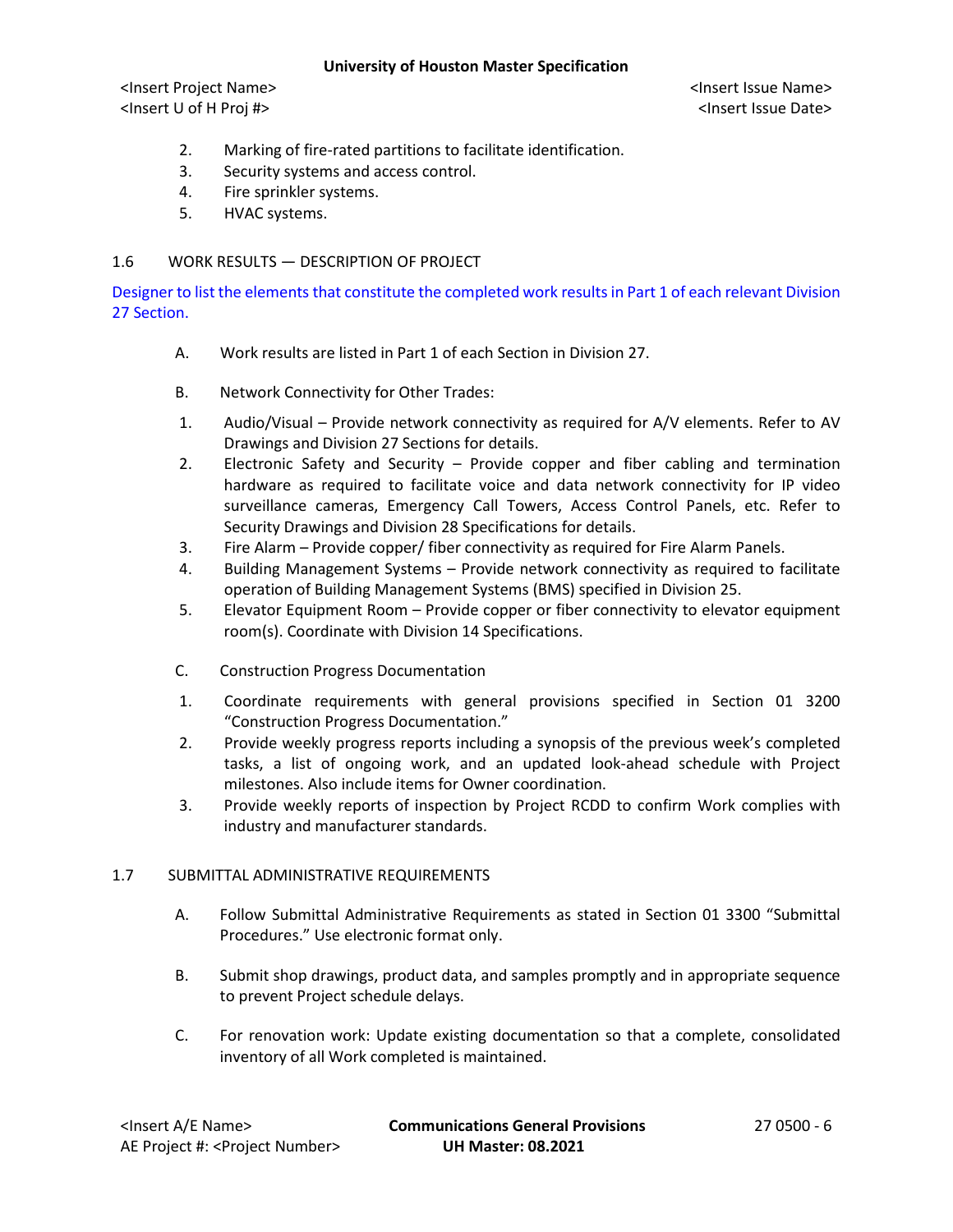2. Marking of fire-rated partitions to facilitate identification.
3. Security systems and access control.
4. Fire sprinkler systems.
5. HVAC systems.

## 1.6 WORK RESULTS — DESCRIPTION OF PROJECT

Designer to list the elements that constitute the completed work results in Part 1 of each relevant Division 27 Section.

A. Work results are listed in Part 1 of each Section in Division 27.

B. Network Connectivity for Other Trades:

1. Audio/Visual – Provide network connectivity as required for A/V elements. Refer to AV Drawings and Division 27 Sections for details.
2. Electronic Safety and Security – Provide copper and fiber cabling and termination hardware as required to facilitate voice and data network connectivity for IP video surveillance cameras, Emergency Call Towers, Access Control Panels, etc. Refer to Security Drawings and Division 28 Specifications for details.
3. Fire Alarm – Provide copper/ fiber connectivity as required for Fire Alarm Panels.
4. Building Management Systems – Provide network connectivity as required to facilitate operation of Building Management Systems (BMS) specified in Division 25.
5. Elevator Equipment Room – Provide copper or fiber connectivity to elevator equipment room(s). Coordinate with Division 14 Specifications.

C. Construction Progress Documentation

1. Coordinate requirements with general provisions specified in Section 01 3200 "Construction Progress Documentation."
2. Provide weekly progress reports including a synopsis of the previous week's completed tasks, a list of ongoing work, and an updated look-ahead schedule with Project milestones. Also include items for Owner coordination.
3. Provide weekly reports of inspection by Project RCDD to confirm Work complies with industry and manufacturer standards.

## 1.7 SUBMITTAL ADMINISTRATIVE REQUIREMENTS

A. Follow Submittal Administrative Requirements as stated in Section 01 3300 "Submittal Procedures." Use electronic format only.

B. Submit shop drawings, product data, and samples promptly and in appropriate sequence to prevent Project schedule delays.

C. For renovation work: Update existing documentation so that a complete, consolidated inventory of all Work completed is maintained.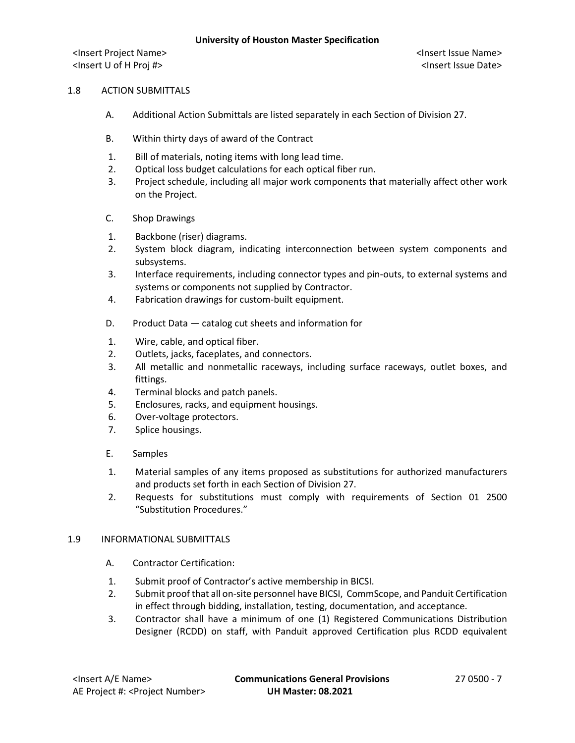## 1.8 ACTION SUBMITTALS

A. Additional Action Submittals are listed separately in each Section of Division 27.

B. Within thirty days of award of the Contract

1. Bill of materials, noting items with long lead time.
2. Optical loss budget calculations for each optical fiber run.
3. Project schedule, including all major work components that materially affect other work on the Project.

C. Shop Drawings

1. Backbone (riser) diagrams.
2. System block diagram, indicating interconnection between system components and subsystems.
3. Interface requirements, including connector types and pin-outs, to external systems and systems or components not supplied by Contractor.
4. Fabrication drawings for custom-built equipment.

D. Product Data — catalog cut sheets and information for

1. Wire, cable, and optical fiber.
2. Outlets, jacks, faceplates, and connectors.
3. All metallic and nonmetallic raceways, including surface raceways, outlet boxes, and fittings.
4. Terminal blocks and patch panels.
5. Enclosures, racks, and equipment housings.
6. Over-voltage protectors.
7. Splice housings.

E. Samples

1. Material samples of any items proposed as substitutions for authorized manufacturers and products set forth in each Section of Division 27.
2. Requests for substitutions must comply with requirements of Section 01 2500 "Substitution Procedures."

## 1.9 INFORMATIONAL SUBMITTALS

A. Contractor Certification:

1. Submit proof of Contractor's active membership in BICSI.
2. Submit proof that all on-site personnel have BICSI, CommScope, and Panduit Certification in effect through bidding, installation, testing, documentation, and acceptance.
3. Contractor shall have a minimum of one (1) Registered Communications Distribution Designer (RCDD) on staff, with Panduit approved Certification plus RCDD equivalent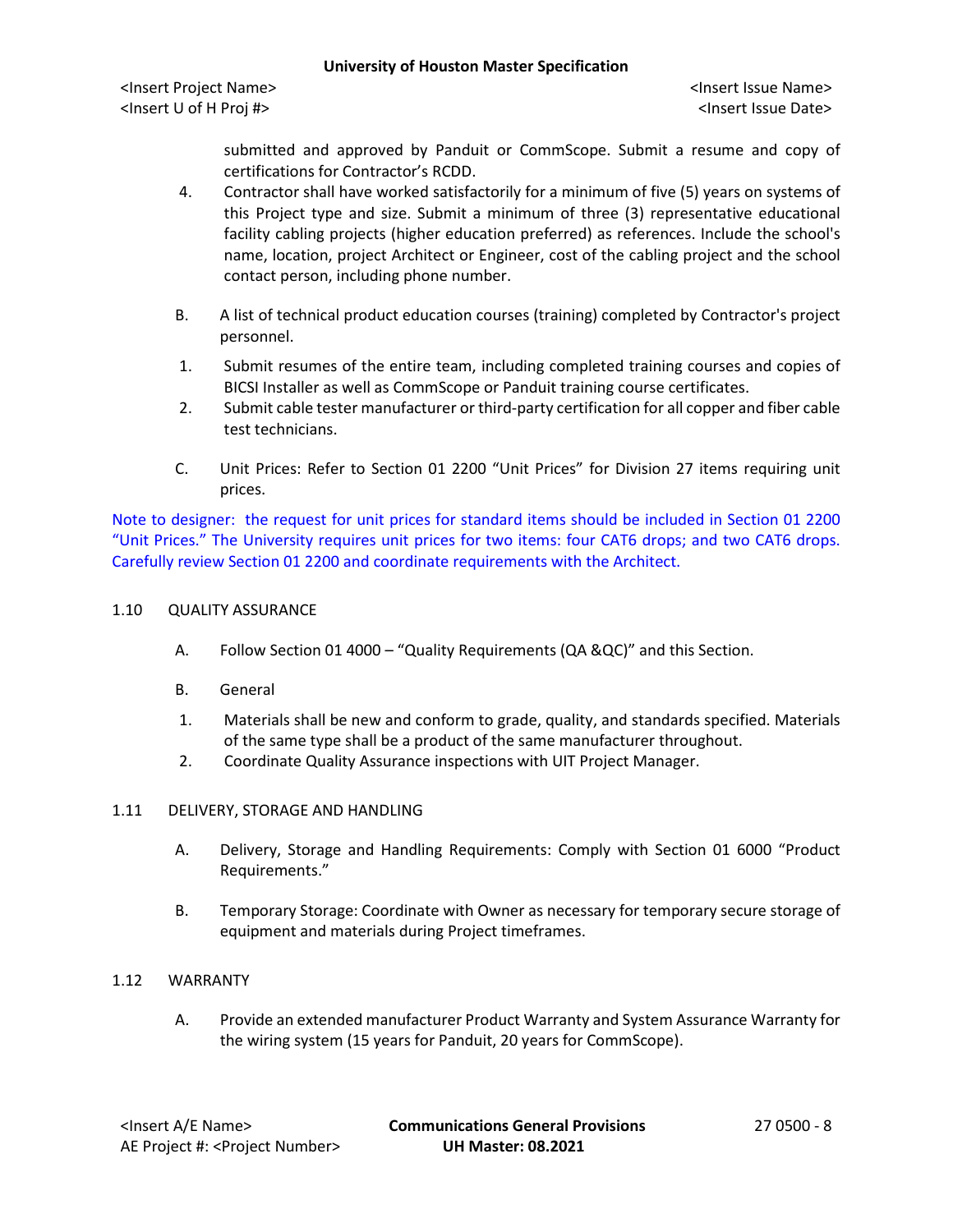submitted and approved by Panduit or CommScope. Submit a resume and copy of certifications for Contractor's RCDD.

4. Contractor shall have worked satisfactorily for a minimum of five (5) years on systems of this Project type and size. Submit a minimum of three (3) representative educational facility cabling projects (higher education preferred) as references. Include the school's name, location, project Architect or Engineer, cost of the cabling project and the school contact person, including phone number.

B. A list of technical product education courses (training) completed by Contractor's project personnel.

1. Submit resumes of the entire team, including completed training courses and copies of BICSI Installer as well as CommScope or Panduit training course certificates.
2. Submit cable tester manufacturer or third-party certification for all copper and fiber cable test technicians.

C. Unit Prices: Refer to Section 01 2200 "Unit Prices" for Division 27 items requiring unit prices.

Note to designer: the request for unit prices for standard items should be included in Section 01 2200 "Unit Prices." The University requires unit prices for two items: four CAT6 drops; and two CAT6 drops. Carefully review Section 01 2200 and coordinate requirements with the Architect.

## 1.10 QUALITY ASSURANCE

A. Follow Section 01 4000 – "Quality Requirements (QA &QC)" and this Section.

B. General

1. Materials shall be new and conform to grade, quality, and standards specified. Materials of the same type shall be a product of the same manufacturer throughout.
2. Coordinate Quality Assurance inspections with UIT Project Manager.

## 1.11 DELIVERY, STORAGE AND HANDLING

A. Delivery, Storage and Handling Requirements: Comply with Section 01 6000 "Product Requirements."

B. Temporary Storage: Coordinate with Owner as necessary for temporary secure storage of equipment and materials during Project timeframes.

## 1.12 WARRANTY

A. Provide an extended manufacturer Product Warranty and System Assurance Warranty for the wiring system (15 years for Panduit, 20 years for CommScope).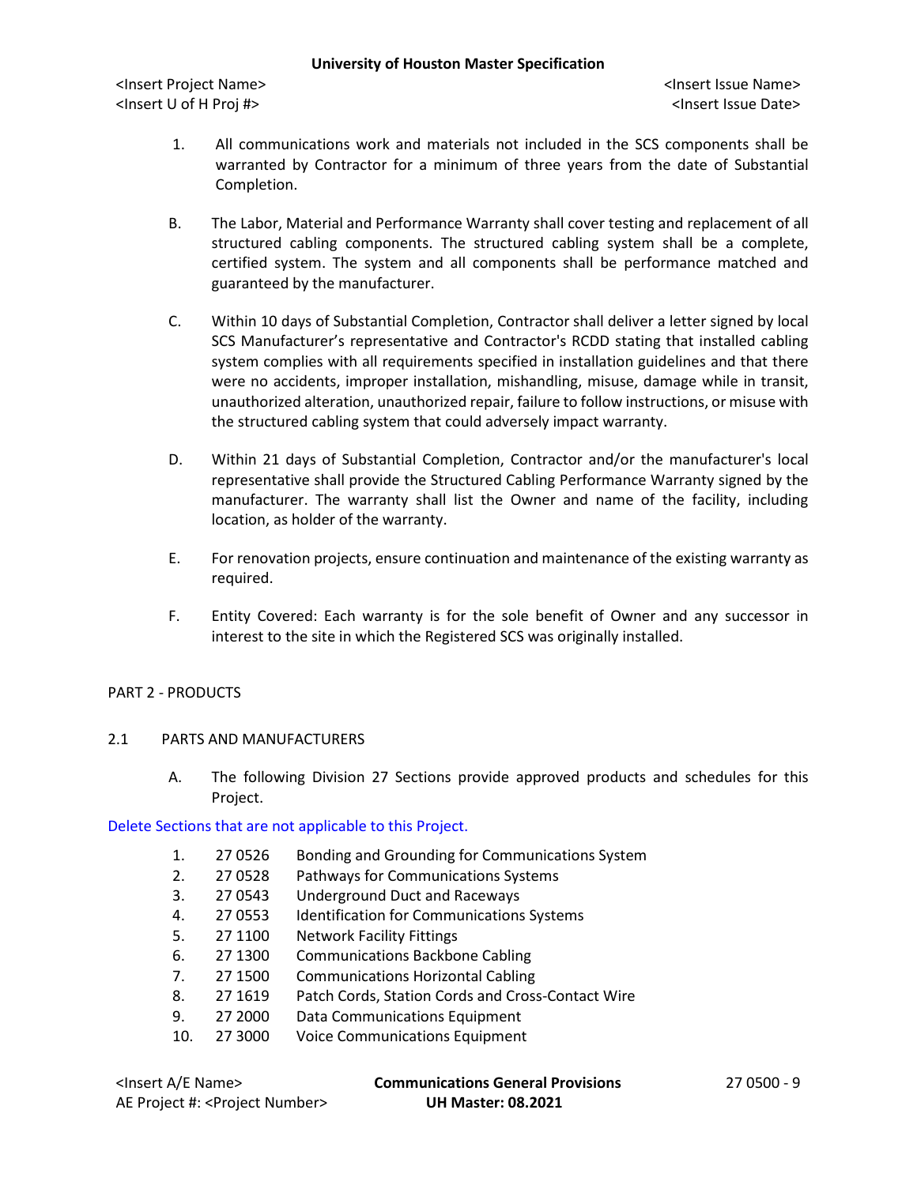1. All communications work and materials not included in the SCS components shall be warranted by Contractor for a minimum of three years from the date of Substantial Completion.

B. The Labor, Material and Performance Warranty shall cover testing and replacement of all structured cabling components. The structured cabling system shall be a complete, certified system. The system and all components shall be performance matched and guaranteed by the manufacturer.

C. Within 10 days of Substantial Completion, Contractor shall deliver a letter signed by local SCS Manufacturer's representative and Contractor's RCDD stating that installed cabling system complies with all requirements specified in installation guidelines and that there were no accidents, improper installation, mishandling, misuse, damage while in transit, unauthorized alteration, unauthorized repair, failure to follow instructions, or misuse with the structured cabling system that could adversely impact warranty.

D. Within 21 days of Substantial Completion, Contractor and/or the manufacturer's local representative shall provide the Structured Cabling Performance Warranty signed by the manufacturer. The warranty shall list the Owner and name of the facility, including location, as holder of the warranty.

E. For renovation projects, ensure continuation and maintenance of the existing warranty as required.

F. Entity Covered: Each warranty is for the sole benefit of Owner and any successor in interest to the site in which the Registered SCS was originally installed.

## PART 2 - PRODUCTS

### 2.1 PARTS AND MANUFACTURERS

A. The following Division 27 Sections provide approved products and schedules for this Project.

Delete Sections that are not applicable to this Project.

1. 27 0526 Bonding and Grounding for Communications System
2. 27 0528 Pathways for Communications Systems
3. 27 0543 Underground Duct and Raceways
4. 27 0553 Identification for Communications Systems
5. 27 1100 Network Facility Fittings
6. 27 1300 Communications Backbone Cabling
7. 27 1500 Communications Horizontal Cabling
8. 27 1619 Patch Cords, Station Cords and Cross-Contact Wire
9. 27 2000 Data Communications Equipment
10. 27 3000 Voice Communications Equipment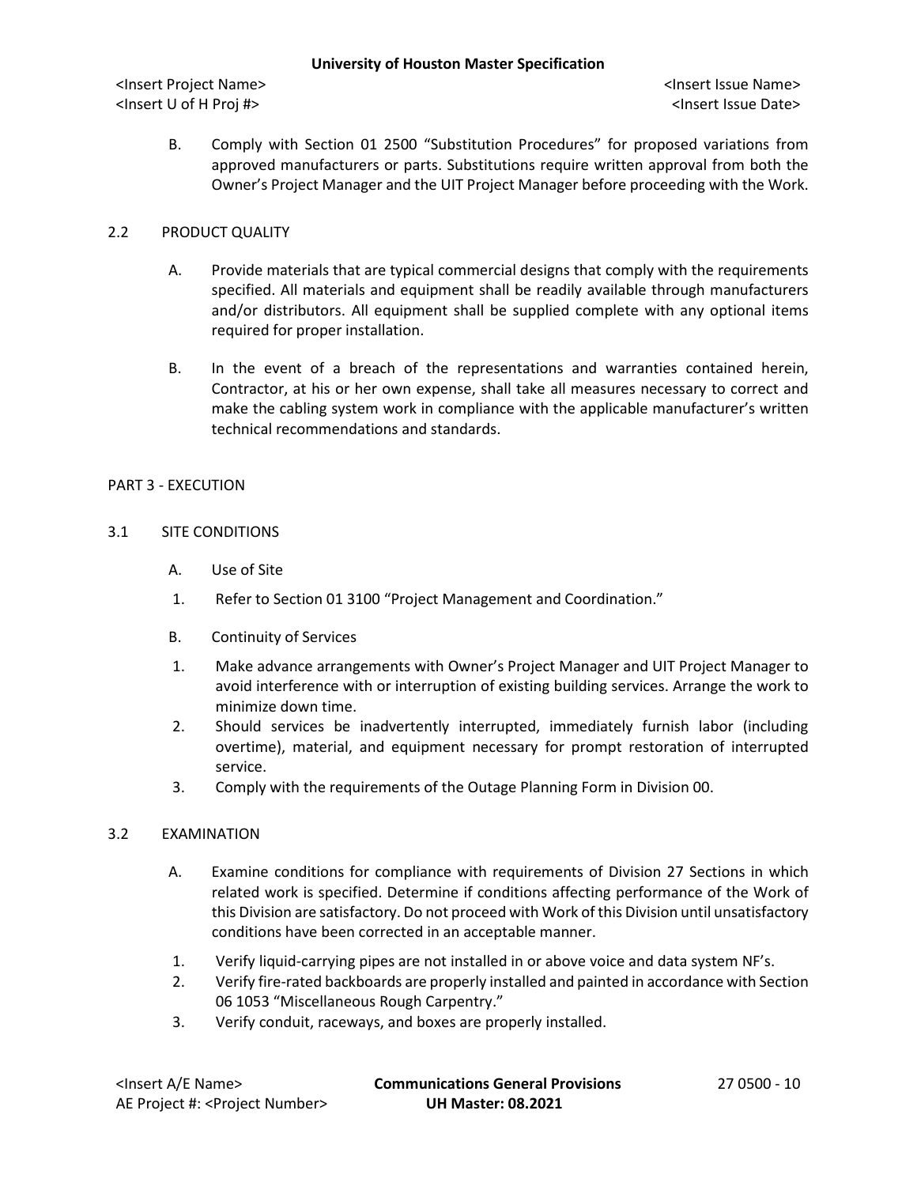B. Comply with Section 01 2500 “Substitution Procedures” for proposed variations from approved manufacturers or parts. Substitutions require written approval from both the Owner’s Project Manager and the UIT Project Manager before proceeding with the Work.

## 2.2 PRODUCT QUALITY

A. Provide materials that are typical commercial designs that comply with the requirements specified. All materials and equipment shall be readily available through manufacturers and/or distributors. All equipment shall be supplied complete with any optional items required for proper installation.

B. In the event of a breach of the representations and warranties contained herein, Contractor, at his or her own expense, shall take all measures necessary to correct and make the cabling system work in compliance with the applicable manufacturer’s written technical recommendations and standards.

# PART 3 - EXECUTION

## 3.1 SITE CONDITIONS

A. Use of Site

1. Refer to Section 01 3100 “Project Management and Coordination.”

B. Continuity of Services

1. Make advance arrangements with Owner’s Project Manager and UIT Project Manager to avoid interference with or interruption of existing building services. Arrange the work to minimize down time.
2. Should services be inadvertently interrupted, immediately furnish labor (including overtime), material, and equipment necessary for prompt restoration of interrupted service.
3. Comply with the requirements of the Outage Planning Form in Division 00.

## 3.2 EXAMINATION

A. Examine conditions for compliance with requirements of Division 27 Sections in which related work is specified. Determine if conditions affecting performance of the Work of this Division are satisfactory. Do not proceed with Work of this Division until unsatisfactory conditions have been corrected in an acceptable manner.

1. Verify liquid-carrying pipes are not installed in or above voice and data system NF’s.
2. Verify fire-rated backboards are properly installed and painted in accordance with Section 06 1053 “Miscellaneous Rough Carpentry.”
3. Verify conduit, raceways, and boxes are properly installed.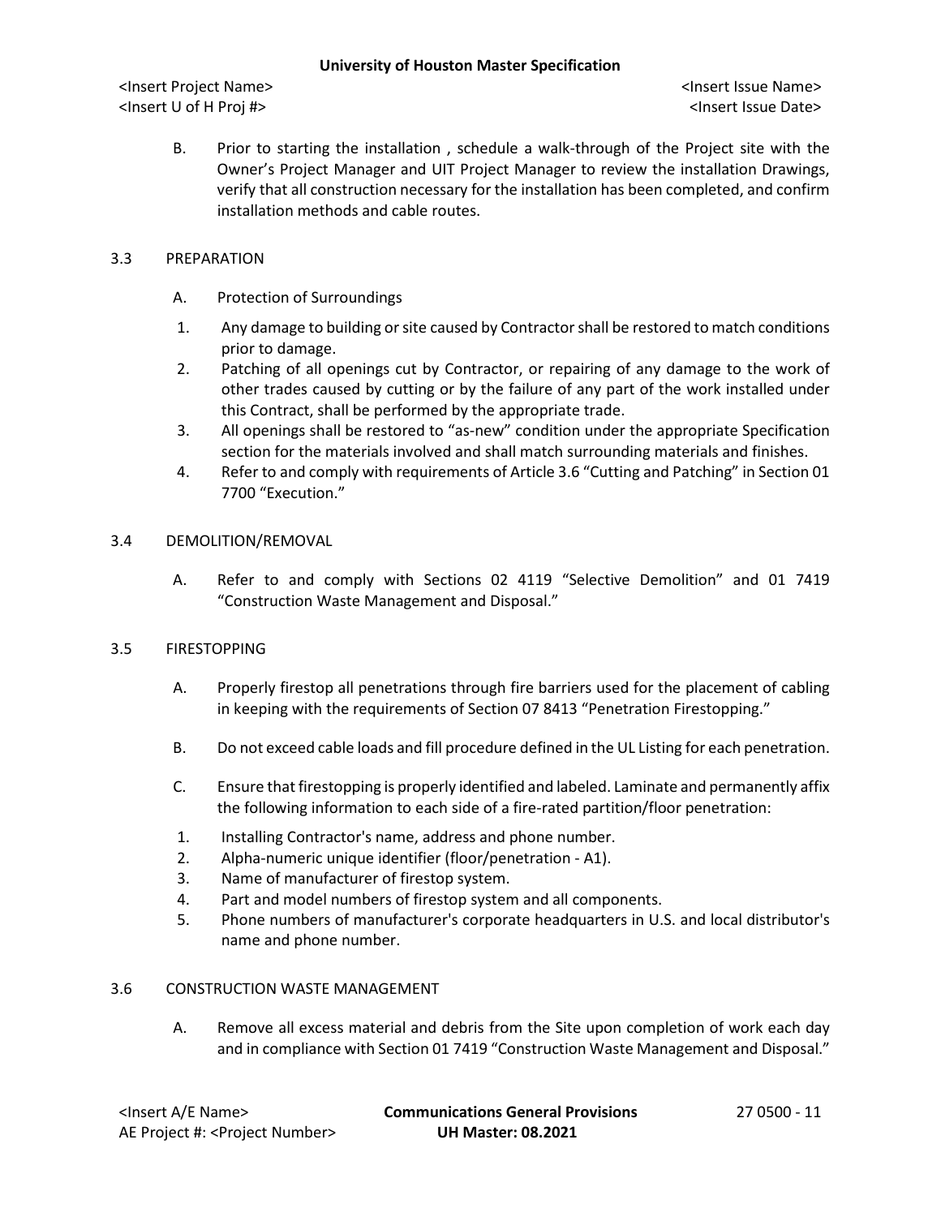B. Prior to starting the installation , schedule a walk-through of the Project site with the Owner's Project Manager and UIT Project Manager to review the installation Drawings, verify that all construction necessary for the installation has been completed, and confirm installation methods and cable routes.

## 3.3 PREPARATION

A. Protection of Surroundings

1. Any damage to building or site caused by Contractor shall be restored to match conditions prior to damage.
2. Patching of all openings cut by Contractor, or repairing of any damage to the work of other trades caused by cutting or by the failure of any part of the work installed under this Contract, shall be performed by the appropriate trade.
3. All openings shall be restored to "as-new" condition under the appropriate Specification section for the materials involved and shall match surrounding materials and finishes.
4. Refer to and comply with requirements of Article 3.6 "Cutting and Patching" in Section 01 7700 "Execution."

## 3.4 DEMOLITION/REMOVAL

A. Refer to and comply with Sections 02 4119 "Selective Demolition" and 01 7419 "Construction Waste Management and Disposal."

## 3.5 FIRESTOPPING

A. Properly firestop all penetrations through fire barriers used for the placement of cabling in keeping with the requirements of Section 07 8413 "Penetration Firestopping."

B. Do not exceed cable loads and fill procedure defined in the UL Listing for each penetration.

C. Ensure that firestopping is properly identified and labeled. Laminate and permanently affix the following information to each side of a fire-rated partition/floor penetration:

1. Installing Contractor's name, address and phone number.
2. Alpha-numeric unique identifier (floor/penetration - A1).
3. Name of manufacturer of firestop system.
4. Part and model numbers of firestop system and all components.
5. Phone numbers of manufacturer's corporate headquarters in U.S. and local distributor's name and phone number.

## 3.6 CONSTRUCTION WASTE MANAGEMENT

A. Remove all excess material and debris from the Site upon completion of work each day and in compliance with Section 01 7419 "Construction Waste Management and Disposal."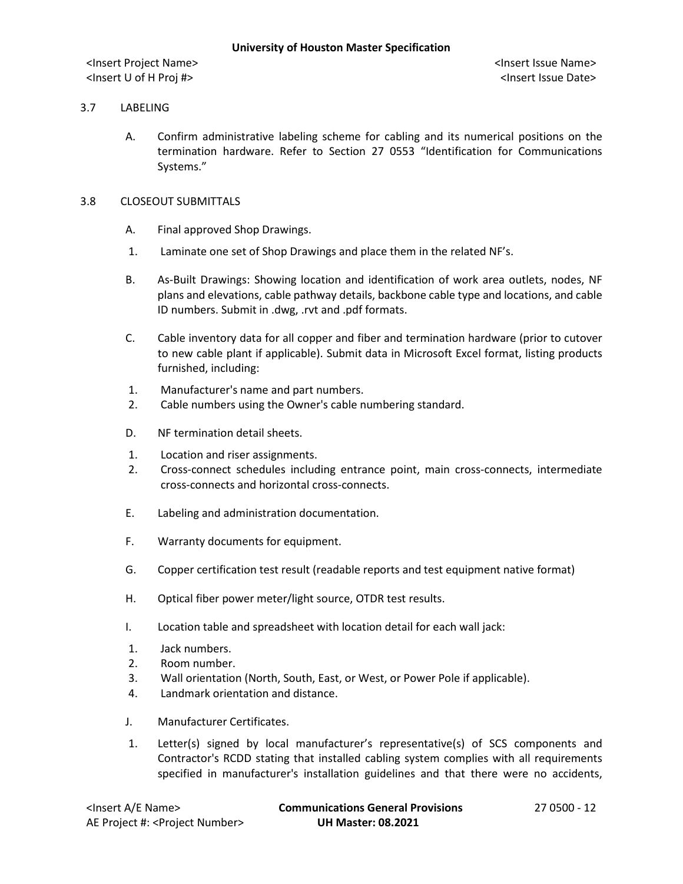## 3.7 LABELING

A. Confirm administrative labeling scheme for cabling and its numerical positions on the termination hardware. Refer to Section 27 0553 "Identification for Communications Systems."

## 3.8 CLOSEOUT SUBMITTALS

A. Final approved Shop Drawings.

1. Laminate one set of Shop Drawings and place them in the related NF's.

B. As-Built Drawings: Showing location and identification of work area outlets, nodes, NF plans and elevations, cable pathway details, backbone cable type and locations, and cable ID numbers. Submit in .dwg, .rvt and .pdf formats.

C. Cable inventory data for all copper and fiber and termination hardware (prior to cutover to new cable plant if applicable). Submit data in Microsoft Excel format, listing products furnished, including:

1. Manufacturer's name and part numbers.
2. Cable numbers using the Owner's cable numbering standard.

D. NF termination detail sheets.

1. Location and riser assignments.
2. Cross-connect schedules including entrance point, main cross-connects, intermediate cross-connects and horizontal cross-connects.

E. Labeling and administration documentation.

F. Warranty documents for equipment.

G. Copper certification test result (readable reports and test equipment native format)

H. Optical fiber power meter/light source, OTDR test results.

I. Location table and spreadsheet with location detail for each wall jack:

1. Jack numbers.
2. Room number.
3. Wall orientation (North, South, East, or West, or Power Pole if applicable).
4. Landmark orientation and distance.

J. Manufacturer Certificates.

1. Letter(s) signed by local manufacturer's representative(s) of SCS components and Contractor's RCDD stating that installed cabling system complies with all requirements specified in manufacturer's installation guidelines and that there were no accidents,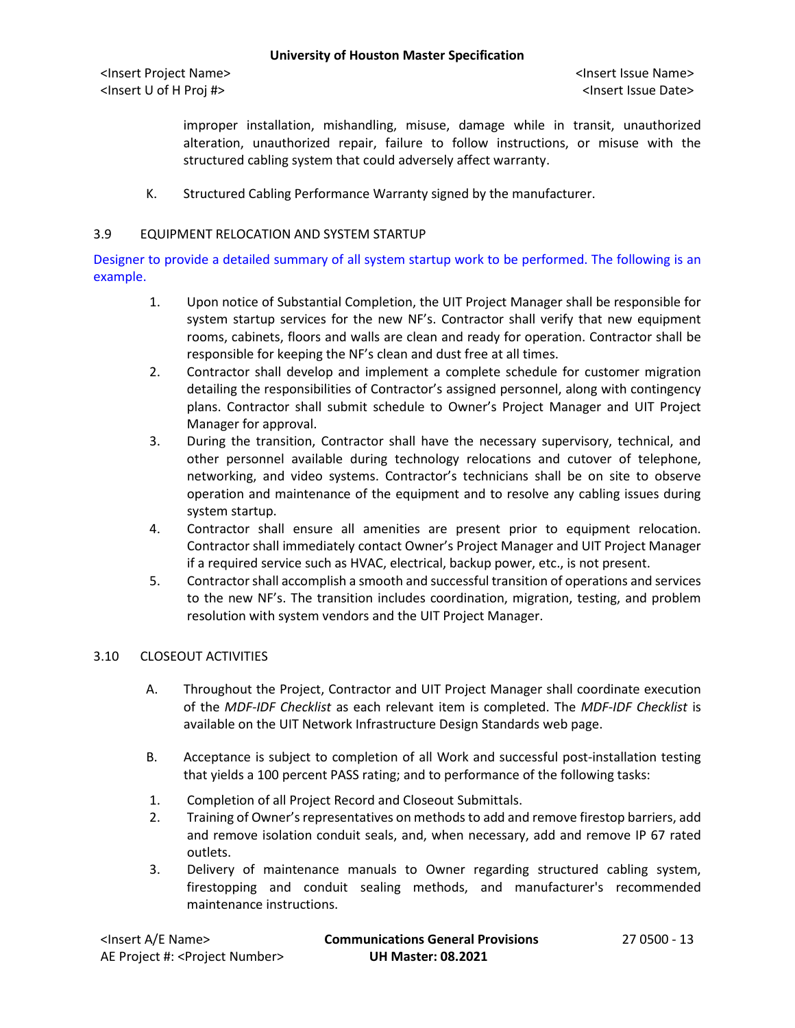improper installation, mishandling, misuse, damage while in transit, unauthorized alteration, unauthorized repair, failure to follow instructions, or misuse with the structured cabling system that could adversely affect warranty.

K. Structured Cabling Performance Warranty signed by the manufacturer.

## 3.9 EQUIPMENT RELOCATION AND SYSTEM STARTUP

Designer to provide a detailed summary of all system startup work to be performed. The following is an example.

1. Upon notice of Substantial Completion, the UIT Project Manager shall be responsible for system startup services for the new NF's. Contractor shall verify that new equipment rooms, cabinets, floors and walls are clean and ready for operation. Contractor shall be responsible for keeping the NF's clean and dust free at all times.
2. Contractor shall develop and implement a complete schedule for customer migration detailing the responsibilities of Contractor's assigned personnel, along with contingency plans. Contractor shall submit schedule to Owner's Project Manager and UIT Project Manager for approval.
3. During the transition, Contractor shall have the necessary supervisory, technical, and other personnel available during technology relocations and cutover of telephone, networking, and video systems. Contractor's technicians shall be on site to observe operation and maintenance of the equipment and to resolve any cabling issues during system startup.
4. Contractor shall ensure all amenities are present prior to equipment relocation. Contractor shall immediately contact Owner's Project Manager and UIT Project Manager if a required service such as HVAC, electrical, backup power, etc., is not present.
5. Contractor shall accomplish a smooth and successful transition of operations and services to the new NF's. The transition includes coordination, migration, testing, and problem resolution with system vendors and the UIT Project Manager.

## 3.10 CLOSEOUT ACTIVITIES

A. Throughout the Project, Contractor and UIT Project Manager shall coordinate execution of the *MDF-IDF Checklist* as each relevant item is completed. The *MDF-IDF Checklist* is available on the UIT Network Infrastructure Design Standards web page.

B. Acceptance is subject to completion of all Work and successful post-installation testing that yields a 100 percent PASS rating; and to performance of the following tasks:

1. Completion of all Project Record and Closeout Submittals.
2. Training of Owner's representatives on methods to add and remove firestop barriers, add and remove isolation conduit seals, and, when necessary, add and remove IP 67 rated outlets.
3. Delivery of maintenance manuals to Owner regarding structured cabling system, firestopping and conduit sealing methods, and manufacturer's recommended maintenance instructions.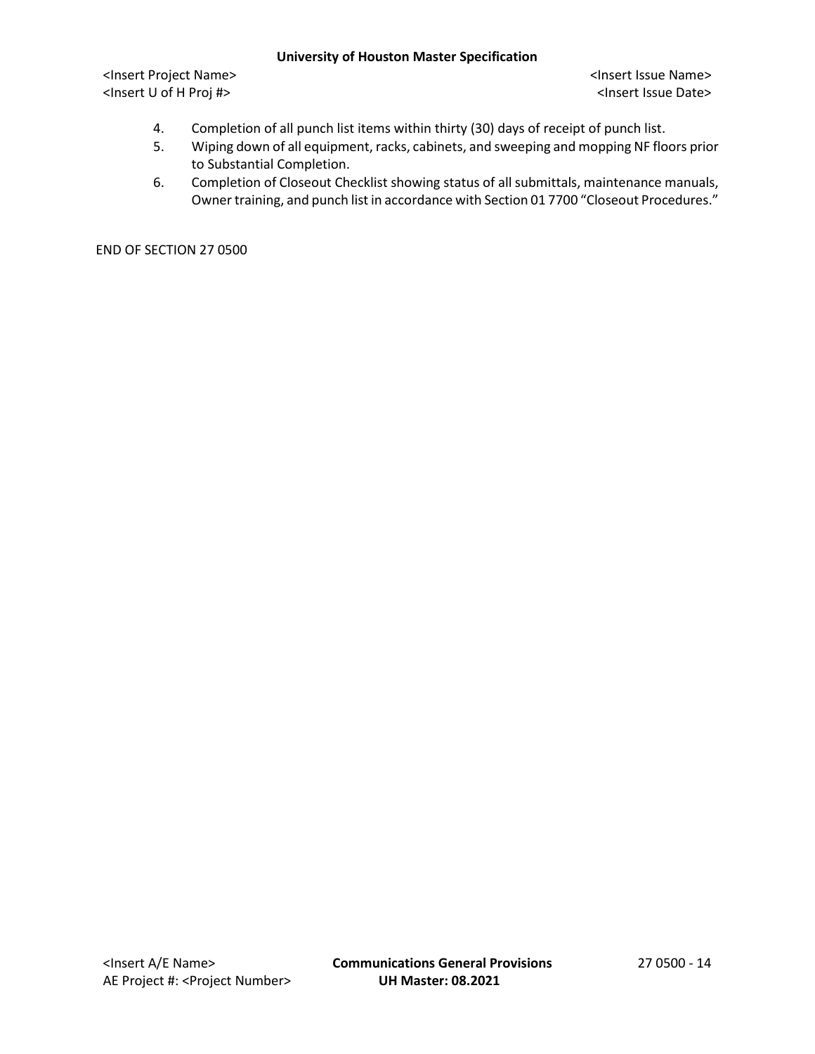4. Completion of all punch list items within thirty (30) days of receipt of punch list.
5. Wiping down of all equipment, racks, cabinets, and sweeping and mopping NF floors prior to Substantial Completion.
6. Completion of Closeout Checklist showing status of all submittals, maintenance manuals, Owner training, and punch list in accordance with Section 01 7700 "Closeout Procedures."

END OF SECTION 27 0500